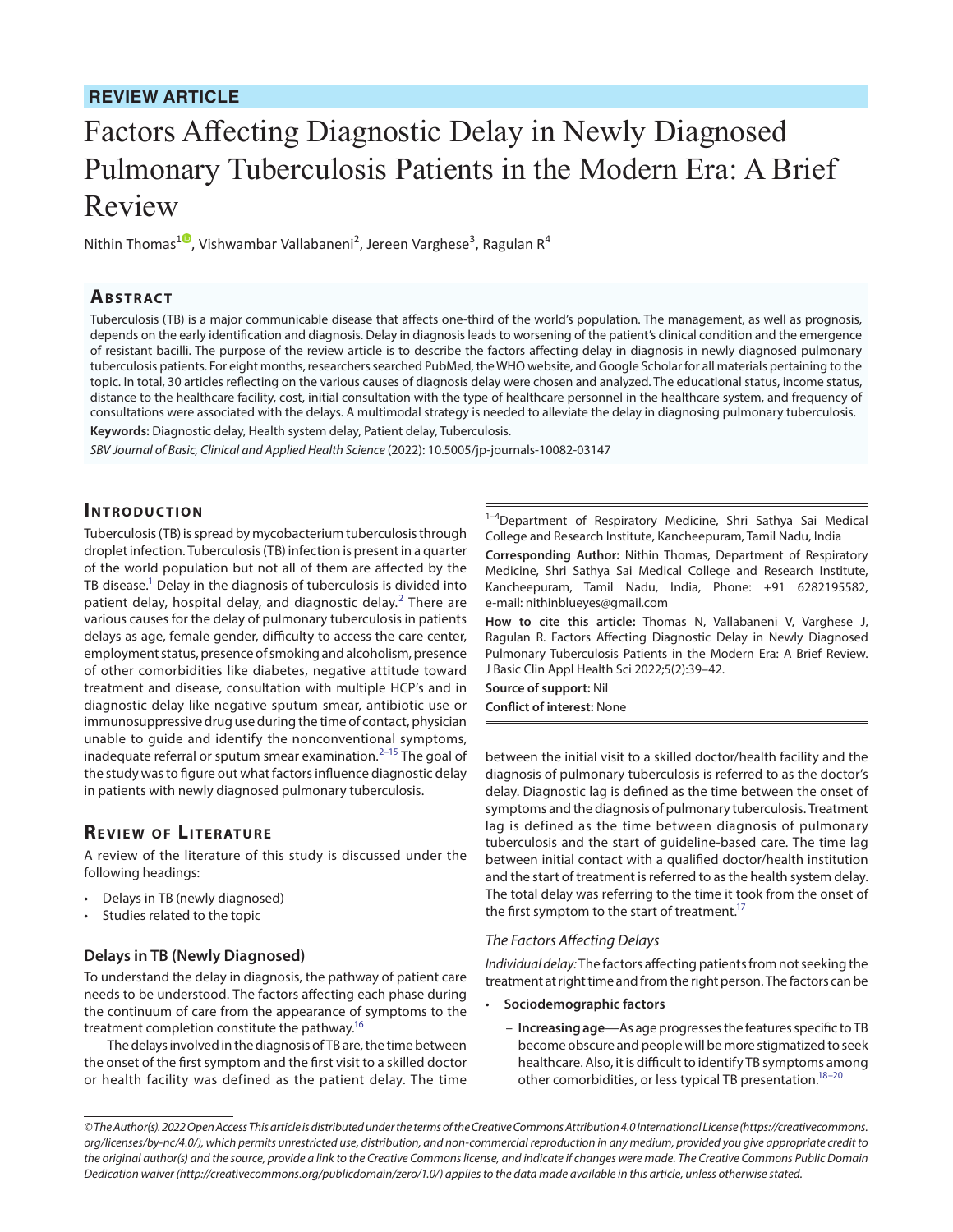**REVIEW ARTICLE**

# Factors Affecting Diagnostic Delay in Newly Diagnosed Pulmonary Tuberculosis Patients in the Modern Era: A Brief Review

Nithin Thomas[1], Vishwambar Vallabaneni[2], Jereen Varghese[3], Ragulan R[4]

## Abstract

Tuberculosis (TB) is a major communicable disease that affects one-third of the world's population. The management, as well as prognosis, depends on the early identification and diagnosis. Delay in diagnosis leads to worsening of the patient's clinical condition and the emergence of resistant bacilli. The purpose of the review article is to describe the factors affecting delay in diagnosis in newly diagnosed pulmonary tuberculosis patients. For eight months, researchers searched PubMed, the WHO website, and Google Scholar for all materials pertaining to the topic. In total, 30 articles reflecting on the various causes of diagnosis delay were chosen and analyzed. The educational status, income status, distance to the healthcare facility, cost, initial consultation with the type of healthcare personnel in the healthcare system, and frequency of consultations were associated with the delays. A multimodal strategy is needed to alleviate the delay in diagnosing pulmonary tuberculosis.

**Keywords:** Diagnostic delay, Health system delay, Patient delay, Tuberculosis.

*SBV Journal of Basic, Clinical and Applied Health Science* (2022): 10.5005/jp-journals-10082-03147

[1–4]Department of Respiratory Medicine, Shri Sathya Sai Medical College and Research Institute, Kancheepuram, Tamil Nadu, India

**Corresponding Author:** Nithin Thomas, Department of Respiratory Medicine, Shri Sathya Sai Medical College and Research Institute, Kancheepuram, Tamil Nadu, India, Phone: +91 6282195582, e-mail: nithinblueyes@gmail.com

**How to cite this article:** Thomas N, Vallabaneni V, Varghese J, Ragulan R. Factors Affecting Diagnostic Delay in Newly Diagnosed Pulmonary Tuberculosis Patients in the Modern Era: A Brief Review. J Basic Clin Appl Health Sci 2022;5(2):39–42.

**Source of support:** Nil

**Conflict of interest:** None

## Introduction

Tuberculosis (TB) is spread by mycobacterium tuberculosis through droplet infection. Tuberculosis (TB) infection is present in a quarter of the world population but not all of them are affected by the TB disease.[1] Delay in the diagnosis of tuberculosis is divided into patient delay, hospital delay, and diagnostic delay.[2] There are various causes for the delay of pulmonary tuberculosis in patients delays as age, female gender, difficulty to access the care center, employment status, presence of smoking and alcoholism, presence of other comorbidities like diabetes, negative attitude toward treatment and disease, consultation with multiple HCP's and in diagnostic delay like negative sputum smear, antibiotic use or immunosuppressive drug use during the time of contact, physician unable to guide and identify the nonconventional symptoms, inadequate referral or sputum smear examination.[2–15] The goal of the study was to figure out what factors influence diagnostic delay in patients with newly diagnosed pulmonary tuberculosis.

## Review of Literature

A review of the literature of this study is discussed under the following headings:

- Delays in TB (newly diagnosed)
- Studies related to the topic

### Delays in TB (Newly Diagnosed)

To understand the delay in diagnosis, the pathway of patient care needs to be understood. The factors affecting each phase during the continuum of care from the appearance of symptoms to the treatment completion constitute the pathway.[16]

The delays involved in the diagnosis of TB are, the time between the onset of the first symptom and the first visit to a skilled doctor or health facility was defined as the patient delay. The time between the initial visit to a skilled doctor/health facility and the diagnosis of pulmonary tuberculosis is referred to as the doctor's delay. Diagnostic lag is defined as the time between the onset of symptoms and the diagnosis of pulmonary tuberculosis. Treatment lag is defined as the time between diagnosis of pulmonary tuberculosis and the start of guideline-based care. The time lag between initial contact with a qualified doctor/health institution and the start of treatment is referred to as the health system delay. The total delay was referring to the time it took from the onset of the first symptom to the start of treatment.[17]

#### *The Factors Affecting Delays*

*Individual delay:* The factors affecting patients from not seeking the treatment at right time and from the right person. The factors can be

- **Sociodemographic factors**
  - **Increasing age**—As age progresses the features specific to TB become obscure and people will be more stigmatized to seek healthcare. Also, it is difficult to identify TB symptoms among other comorbidities, or less typical TB presentation.[18–20]

*© The Author(s). 2022 Open Access This article is distributed under the terms of the Creative Commons Attribution 4.0 International License (https://creativecommons.org/licenses/by-nc/4.0/), which permits unrestricted use, distribution, and non-commercial reproduction in any medium, provided you give appropriate credit to the original author(s) and the source, provide a link to the Creative Commons license, and indicate if changes were made. The Creative Commons Public Domain Dedication waiver (http://creativecommons.org/publicdomain/zero/1.0/) applies to the data made available in this article, unless otherwise stated.*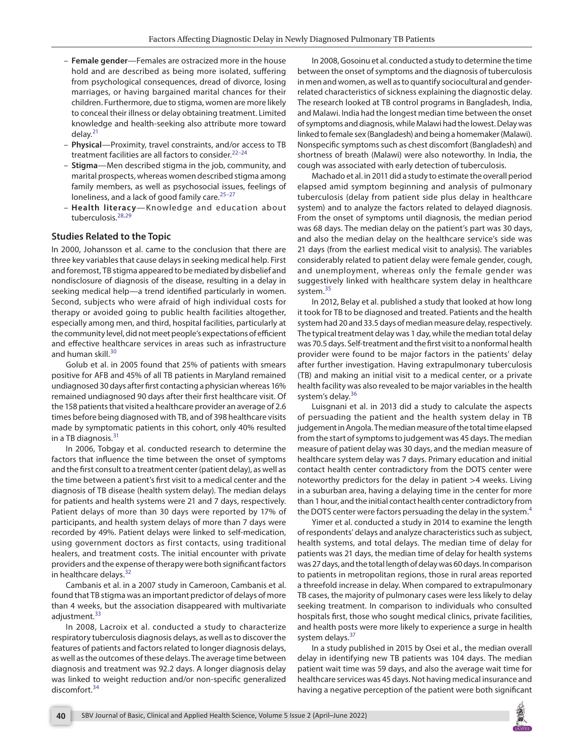- **Female gender**—Females are ostracized more in the house hold and are described as being more isolated, suffering from psychological consequences, dread of divorce, losing marriages, or having bargained marital chances for their children. Furthermore, due to stigma, women are more likely to conceal their illness or delay obtaining treatment. Limited knowledge and health-seeking also attribute more toward delay.[21]
- **Physical**—Proximity, travel constraints, and/or access to TB treatment facilities are all factors to consider.[22–24]
- **Stigma**—Men described stigma in the job, community, and marital prospects, whereas women described stigma among family members, as well as psychosocial issues, feelings of loneliness, and a lack of good family care.[25–27]
- **Health literacy**—Knowledge and education about tuberculosis.[28,29]

### Studies Related to the Topic

In 2000, Johansson et al. came to the conclusion that there are three key variables that cause delays in seeking medical help. First and foremost, TB stigma appeared to be mediated by disbelief and nondisclosure of diagnosis of the disease, resulting in a delay in seeking medical help—a trend identified particularly in women. Second, subjects who were afraid of high individual costs for therapy or avoided going to public health facilities altogether, especially among men, and third, hospital facilities, particularly at the community level, did not meet people's expectations of efficient and effective healthcare services in areas such as infrastructure and human skill.[30]

Golub et al. in 2005 found that 25% of patients with smears positive for AFB and 45% of all TB patients in Maryland remained undiagnosed 30 days after first contacting a physician whereas 16% remained undiagnosed 90 days after their first healthcare visit. Of the 158 patients that visited a healthcare provider an average of 2.6 times before being diagnosed with TB, and of 398 healthcare visits made by symptomatic patients in this cohort, only 40% resulted in a TB diagnosis.[31]

In 2006, Tobgay et al. conducted research to determine the factors that influence the time between the onset of symptoms and the first consult to a treatment center (patient delay), as well as the time between a patient's first visit to a medical center and the diagnosis of TB disease (health system delay). The median delays for patients and health systems were 21 and 7 days, respectively. Patient delays of more than 30 days were reported by 17% of participants, and health system delays of more than 7 days were recorded by 49%. Patient delays were linked to self-medication, using government doctors as first contacts, using traditional healers, and treatment costs. The initial encounter with private providers and the expense of therapy were both significant factors in healthcare delays.[32]

Cambanis et al. in a 2007 study in Cameroon, Cambanis et al. found that TB stigma was an important predictor of delays of more than 4 weeks, but the association disappeared with multivariate adjustment.[33]

In 2008, Lacroix et al. conducted a study to characterize respiratory tuberculosis diagnosis delays, as well as to discover the features of patients and factors related to longer diagnosis delays, as well as the outcomes of these delays. The average time between diagnosis and treatment was 92.2 days. A longer diagnosis delay was linked to weight reduction and/or non-specific generalized discomfort.[34]

In 2008, Gosoinu et al. conducted a study to determine the time between the onset of symptoms and the diagnosis of tuberculosis in men and women, as well as to quantify sociocultural and gender-related characteristics of sickness explaining the diagnostic delay. The research looked at TB control programs in Bangladesh, India, and Malawi. India had the longest median time between the onset of symptoms and diagnosis, while Malawi had the lowest. Delay was linked to female sex (Bangladesh) and being a homemaker (Malawi). Nonspecific symptoms such as chest discomfort (Bangladesh) and shortness of breath (Malawi) were also noteworthy. In India, the cough was associated with early detection of tuberculosis.

Machado et al. in 2011 did a study to estimate the overall period elapsed amid symptom beginning and analysis of pulmonary tuberculosis (delay from patient side plus delay in healthcare system) and to analyze the factors related to delayed diagnosis. From the onset of symptoms until diagnosis, the median period was 68 days. The median delay on the patient's part was 30 days, and also the median delay on the healthcare service's side was 21 days (from the earliest medical visit to analysis). The variables considerably related to patient delay were female gender, cough, and unemployment, whereas only the female gender was suggestively linked with healthcare system delay in healthcare system.[35]

In 2012, Belay et al. published a study that looked at how long it took for TB to be diagnosed and treated. Patients and the health system had 20 and 33.5 days of median measure delay, respectively. The typical treatment delay was 1 day, while the median total delay was 70.5 days. Self-treatment and the first visit to a nonformal health provider were found to be major factors in the patients' delay after further investigation. Having extrapulmonary tuberculosis (TB) and making an initial visit to a medical center, or a private health facility was also revealed to be major variables in the health system's delay.[36]

Luisgnani et al. in 2013 did a study to calculate the aspects of persuading the patient and the health system delay in TB judgement in Angola. The median measure of the total time elapsed from the start of symptoms to judgement was 45 days. The median measure of patient delay was 30 days, and the median measure of healthcare system delay was 7 days. Primary education and initial contact health center contradictory from the DOTS center were noteworthy predictors for the delay in patient >4 weeks. Living in a suburban area, having a delaying time in the center for more than 1 hour, and the initial contact health center contradictory from the DOTS center were factors persuading the delay in the system.[4]

Yimer et al. conducted a study in 2014 to examine the length of respondents' delays and analyze characteristics such as subject, health systems, and total delays. The median time of delay for patients was 21 days, the median time of delay for health systems was 27 days, and the total length of delay was 60 days. In comparison to patients in metropolitan regions, those in rural areas reported a threefold increase in delay. When compared to extrapulmonary TB cases, the majority of pulmonary cases were less likely to delay seeking treatment. In comparison to individuals who consulted hospitals first, those who sought medical clinics, private facilities, and health posts were more likely to experience a surge in health system delays.[37]

In a study published in 2015 by Osei et al., the median overall delay in identifying new TB patients was 104 days. The median patient wait time was 59 days, and also the average wait time for healthcare services was 45 days. Not having medical insurance and having a negative perception of the patient were both significant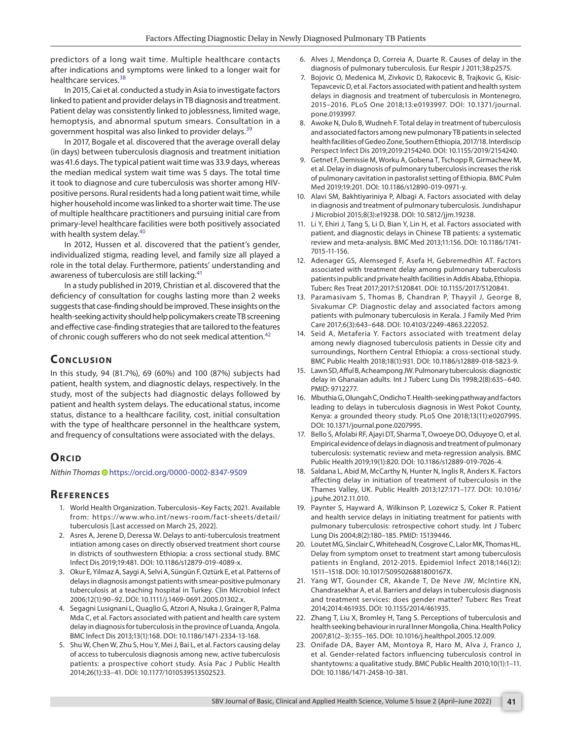predictors of a long wait time. Multiple healthcare contacts after indications and symptoms were linked to a longer wait for healthcare services.[38]

In 2015, Cai et al. conducted a study in Asia to investigate factors linked to patient and provider delays in TB diagnosis and treatment. Patient delay was consistently linked to joblessness, limited wage, hemoptysis, and abnormal sputum smears. Consultation in a government hospital was also linked to provider delays.[39]

In 2017, Bogale et al. discovered that the average overall delay (in days) between tuberculosis diagnosis and treatment initiation was 41.6 days. The typical patient wait time was 33.9 days, whereas the median medical system wait time was 5 days. The total time it took to diagnose and cure tuberculosis was shorter among HIV-positive persons. Rural residents had a long patient wait time, while higher household income was linked to a shorter wait time. The use of multiple healthcare practitioners and pursuing initial care from primary-level healthcare facilities were both positively associated with health system delay.[40]

In 2012, Hussen et al. discovered that the patient's gender, individualized stigma, reading level, and family size all played a role in the total delay. Furthermore, patients' understanding and awareness of tuberculosis are still lacking.[41]

In a study published in 2019, Christian et al. discovered that the deficiency of consultation for coughs lasting more than 2 weeks suggests that case-finding should be improved. These insights on the health-seeking activity should help policymakers create TB screening and effective case-finding strategies that are tailored to the features of chronic cough sufferers who do not seek medical attention.[42]

## Conclusion

In this study, 94 (81.7%), 69 (60%) and 100 (87%) subjects had patient, health system, and diagnostic delays, respectively. In the study, most of the subjects had diagnostic delays followed by patient and health system delays. The educational status, income status, distance to a healthcare facility, cost, initial consultation with the type of healthcare personnel in the healthcare system, and frequency of consultations were associated with the delays.

## Orcid

*Nithin Thomas* https://orcid.org/0000-0002-8347-9509

## References

1. World Health Organization. Tuberculosis–Key Facts; 2021. Available from: https://www.who.int/news-room/fact-sheets/detail/tuberculosis [Last accessed on March 25, 2022].
2. Asres A, Jerene D, Deressa W. Delays to anti-tuberculosis treatment intiation among cases on directly observed treatment short course in districts of southwestern Ethiopia: a cross sectional study. BMC Infect Dis 2019;19:481. DOI: 10.1186/s12879-019-4089-x.
3. Okur E, Yilmaz A, Saygi A, Selvi A, Süngün F, Oztürk E, et al. Patterns of delays in diagnosis amongst patients with smear-positive pulmonary tuberculosis at a teaching hospital in Turkey. Clin Microbiol Infect 2006;12(1):90–92. DOI: 10.1111/j.1469-0691.2005.01302.x.
4. Segagni Lusignani L, Quaglio G, Atzori A, Nsuka J, Grainger R, Palma Mda C, et al. Factors associated with patient and health care system delay in diagnosis for tuberculosis in the province of Luanda, Angola. BMC Infect Dis 2013;13(1):168. DOI: 10.1186/1471-2334-13-168.
5. Shu W, Chen W, Zhu S, Hou Y, Mei J, Bai L, et al. Factors causing delay of access to tuberculosis diagnosis among new, active tuberculosis patients: a prospective cohort study. Asia Pac J Public Health 2014;26(1):33–41. DOI: 10.1177/1010539513502523.
6. Alves J, Mendonça D, Correia A, Duarte R. Causes of delay in the diagnosis of pulmonary tuberculosis. Eur Respir J 2011;38:p2575.
7. Bojovic O, Medenica M, Zivkovic D, Rakocevic B, Trajkovic G, Kisic-Tepavcevic D, et al. Factors associated with patient and health system delays in diagnosis and treatment of tuberculosis in Montenegro, 2015–2016. PLoS One 2018;13:e0193997. DOI: 10.1371/journal.pone.0193997.
8. Awoke N, Dulo B, Wudneh F. Total delay in treatment of tuberculosis and associated factors among new pulmonary TB patients in selected health facilities of Gedeo Zone, Southern Ethiopia, 2017/18. Interdiscip Perspect Infect Dis 2019;2019:2154240. DOI: 10.1155/2019/2154240.
9. Getnet F, Demissie M, Worku A, Gobena T, Tschopp R, Girmachew M, et al. Delay in diagnosis of pulmonary tuberculosis increases the risk of pulmonary cavitation in pastoralist setting of Ethiopia. BMC Pulm Med 2019;19:201. DOI: 10.1186/s12890-019-0971-y.
10. Alavi SM, Bakhtiyariniya P, Albagi A. Factors associated with delay in diagnosis and treatment of pulmonary tuberculosis. Jundishapur J Microbiol 2015;8(3):e19238. DOI: 10.5812/jjm.19238.
11. Li Y, Ehiri J, Tang S, Li D, Bian Y, Lin H, et al. Factors associated with patient, and diagnostic delays in Chinese TB patients: a systematic review and meta-analysis. BMC Med 2013;11:156. DOI: 10.1186/1741-7015-11-156.
12. Adenager GS, Alemseged F, Asefa H, Gebremedhin AT. Factors associated with treatment delay among pulmonary tuberculosis patients in public and private health facilities in Addis Ababa, Ethiopia. Tuberc Res Treat 2017;2017:5120841. DOI: 10.1155/2017/5120841.
13. Paramasivam S, Thomas B, Chandran P, Thayyil J, George B, Sivakumar CP. Diagnostic delay and associated factors among patients with pulmonary tuberculosis in Kerala. J Family Med Prim Care 2017;6(3):643–648. DOI: 10.4103/2249-4863.222052.
14. Seid A, Metaferia Y. Factors associated with treatment delay among newly diagnosed tuberculosis patients in Dessie city and surroundings, Northern Central Ethiopia: a cross-sectional study. BMC Public Health 2018;18(1):931. DOI: 10.1186/s12889-018-5823-9.
15. Lawn SD, Afful B, Acheampong JW. Pulmonary tuberculosis: diagnostic delay in Ghanaian adults. Int J Tuberc Lung Dis 1998;2(8):635–640. PMID: 9712277.
16. Mbuthia G, Olungah C, Ondicho T. Health-seeking pathway and factors leading to delays in tuberculosis diagnosis in West Pokot County, Kenya: a grounded theory study. PLoS One 2018;13(11):e0207995. DOI: 10.1371/journal.pone.0207995.
17. Bello S, Afolabi RF, Ajayi DT, Sharma T, Owoeye DO, Oduyoye O, et al. Empirical evidence of delays in diagnosis and treatment of pulmonary tuberculosis: systematic review and meta-regression analysis. BMC Public Health 2019;19(1):820. DOI: 10.1186/s12889-019-7026-4.
18. Saldana L, Abid M, McCarthy N, Hunter N, Inglis R, Anders K. Factors affecting delay in initiation of treatment of tuberculosis in the Thames Valley, UK. Public Health 2013;127:171–177. DOI: 10.1016/j.puhe.2012.11.010.
19. Paynter S, Hayward A, Wilkinson P, Lozewicz S, Coker R. Patient and health service delays in initiating treatment for patients with pulmonary tuberculosis: retrospective cohort study. Int J Tuberc Lung Dis 2004;8(2):180–185. PMID: 15139446.
20. Loutet MG, Sinclair C, Whitehead N, Cosgrove C, Lalor MK, Thomas HL. Delay from symptom onset to treatment start among tuberculosis patients in England, 2012-2015. Epidemiol Infect 2018;146(12):1511–1518. DOI: 10.1017/S095026881800167X.
21. Yang WT, Gounder CR, Akande T, De Neve JW, McIntire KN, Chandrasekhar A, et al. Barriers and delays in tuberculosis diagnosis and treatment services: does gender matter? Tuberc Res Treat 2014;2014:461935. DOI: 10.1155/2014/461935.
22. Zhang T, Liu X, Bromley H, Tang S. Perceptions of tuberculosis and health seeking behaviour in rural Inner Mongolia, China. Health Policy 2007;81(2–3):155–165. DOI: 10.1016/j.healthpol.2005.12.009.
23. Onifade DA, Bayer AM, Montoya R, Haro M, Alva J, Franco J, et al. Gender-related factors influencing tuberculosis control in shantytowns: a qualitative study. BMC Public Health 2010;10(1):1–11. DOI: 10.1186/1471-2458-10-381.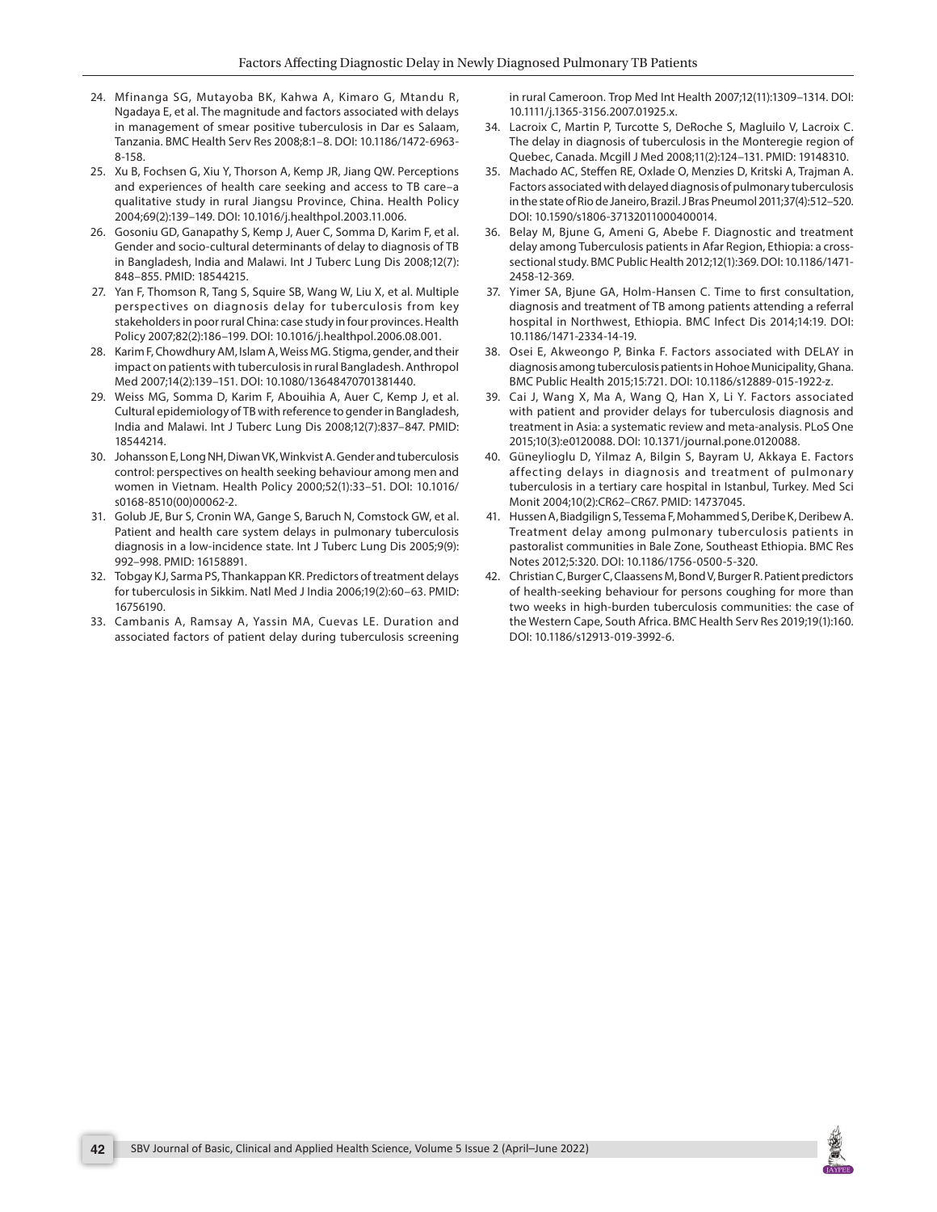24. Mfinanga SG, Mutayoba BK, Kahwa A, Kimaro G, Mtandu R, Ngadaya E, et al. The magnitude and factors associated with delays in management of smear positive tuberculosis in Dar es Salaam, Tanzania. BMC Health Serv Res 2008;8:1–8. DOI: 10.1186/1472-6963-8-158.
25. Xu B, Fochsen G, Xiu Y, Thorson A, Kemp JR, Jiang QW. Perceptions and experiences of health care seeking and access to TB care–a qualitative study in rural Jiangsu Province, China. Health Policy 2004;69(2):139–149. DOI: 10.1016/j.healthpol.2003.11.006.
26. Gosoniu GD, Ganapathy S, Kemp J, Auer C, Somma D, Karim F, et al. Gender and socio-cultural determinants of delay to diagnosis of TB in Bangladesh, India and Malawi. Int J Tuberc Lung Dis 2008;12(7): 848–855. PMID: 18544215.
27. Yan F, Thomson R, Tang S, Squire SB, Wang W, Liu X, et al. Multiple perspectives on diagnosis delay for tuberculosis from key stakeholders in poor rural China: case study in four provinces. Health Policy 2007;82(2):186–199. DOI: 10.1016/j.healthpol.2006.08.001.
28. Karim F, Chowdhury AM, Islam A, Weiss MG. Stigma, gender, and their impact on patients with tuberculosis in rural Bangladesh. Anthropol Med 2007;14(2):139–151. DOI: 10.1080/13648470701381440.
29. Weiss MG, Somma D, Karim F, Abouihia A, Auer C, Kemp J, et al. Cultural epidemiology of TB with reference to gender in Bangladesh, India and Malawi. Int J Tuberc Lung Dis 2008;12(7):837–847. PMID: 18544214.
30. Johansson E, Long NH, Diwan VK, Winkvist A. Gender and tuberculosis control: perspectives on health seeking behaviour among men and women in Vietnam. Health Policy 2000;52(1):33–51. DOI: 10.1016/s0168-8510(00)00062-2.
31. Golub JE, Bur S, Cronin WA, Gange S, Baruch N, Comstock GW, et al. Patient and health care system delays in pulmonary tuberculosis diagnosis in a low-incidence state. Int J Tuberc Lung Dis 2005;9(9): 992–998. PMID: 16158891.
32. Tobgay KJ, Sarma PS, Thankappan KR. Predictors of treatment delays for tuberculosis in Sikkim. Natl Med J India 2006;19(2):60–63. PMID: 16756190.
33. Cambanis A, Ramsay A, Yassin MA, Cuevas LE. Duration and associated factors of patient delay during tuberculosis screening in rural Cameroon. Trop Med Int Health 2007;12(11):1309–1314. DOI: 10.1111/j.1365-3156.2007.01925.x.
34. Lacroix C, Martin P, Turcotte S, DeRoche S, Magluilo V, Lacroix C. The delay in diagnosis of tuberculosis in the Monteregie region of Quebec, Canada. Mcgill J Med 2008;11(2):124–131. PMID: 19148310.
35. Machado AC, Steffen RE, Oxlade O, Menzies D, Kritski A, Trajman A. Factors associated with delayed diagnosis of pulmonary tuberculosis in the state of Rio de Janeiro, Brazil. J Bras Pneumol 2011;37(4):512–520. DOI: 10.1590/s1806-37132011000400014.
36. Belay M, Bjune G, Ameni G, Abebe F. Diagnostic and treatment delay among Tuberculosis patients in Afar Region, Ethiopia: a cross-sectional study. BMC Public Health 2012;12(1):369. DOI: 10.1186/1471-2458-12-369.
37. Yimer SA, Bjune GA, Holm-Hansen C. Time to first consultation, diagnosis and treatment of TB among patients attending a referral hospital in Northwest, Ethiopia. BMC Infect Dis 2014;14:19. DOI: 10.1186/1471-2334-14-19.
38. Osei E, Akweongo P, Binka F. Factors associated with DELAY in diagnosis among tuberculosis patients in Hohoe Municipality, Ghana. BMC Public Health 2015;15:721. DOI: 10.1186/s12889-015-1922-z.
39. Cai J, Wang X, Ma A, Wang Q, Han X, Li Y. Factors associated with patient and provider delays for tuberculosis diagnosis and treatment in Asia: a systematic review and meta-analysis. PLoS One 2015;10(3):e0120088. DOI: 10.1371/journal.pone.0120088.
40. Güneylioglu D, Yilmaz A, Bilgin S, Bayram U, Akkaya E. Factors affecting delays in diagnosis and treatment of pulmonary tuberculosis in a tertiary care hospital in Istanbul, Turkey. Med Sci Monit 2004;10(2):CR62–CR67. PMID: 14737045.
41. Hussen A, Biadgilign S, Tessema F, Mohammed S, Deribe K, Deribew A. Treatment delay among pulmonary tuberculosis patients in pastoralist communities in Bale Zone, Southeast Ethiopia. BMC Res Notes 2012;5:320. DOI: 10.1186/1756-0500-5-320.
42. Christian C, Burger C, Claassens M, Bond V, Burger R. Patient predictors of health-seeking behaviour for persons coughing for more than two weeks in high-burden tuberculosis communities: the case of the Western Cape, South Africa. BMC Health Serv Res 2019;19(1):160. DOI: 10.1186/s12913-019-3992-6.